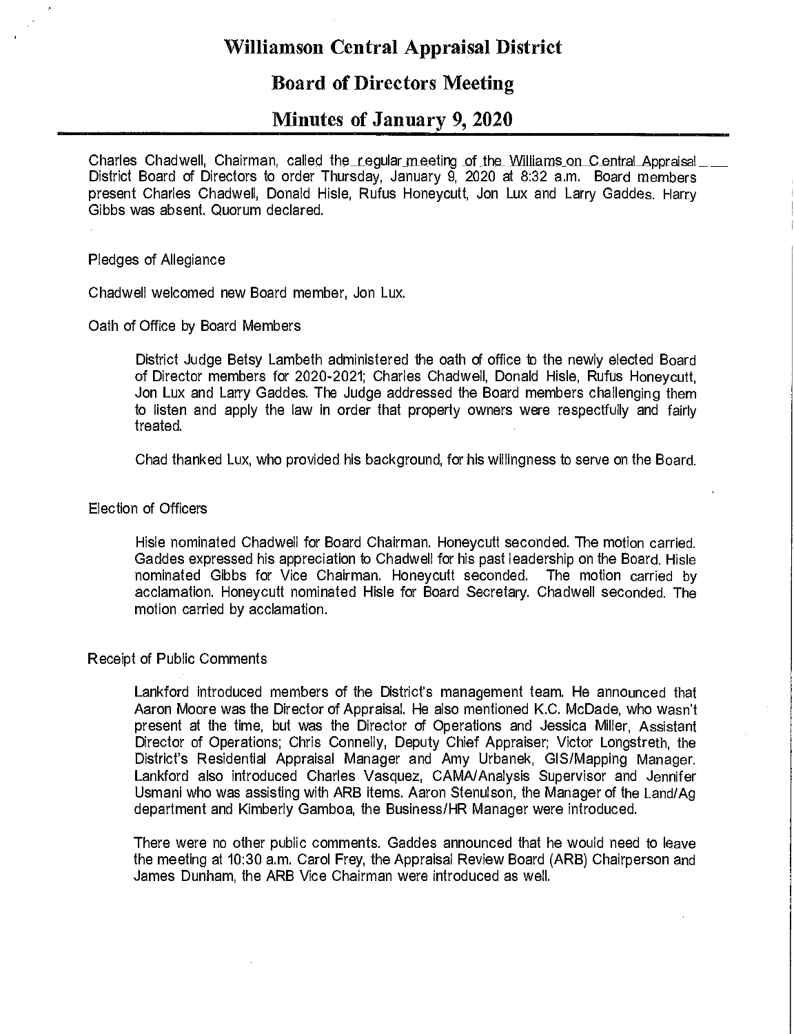# Williamson Central Appraisal District

## Board of Directors Meeting

## Minutes of January 9, 2020

Charles Chadwell, Chairman, called the regular meeting of the Williamson Central Appraisal District Board of Directors to order Thursday, January 9, 2020 at 8:32 a.m. Board members present Charles Chadwell, Donald Hisle, Rufus Honeycutt, Jon Lux and Larry Gaddes. Harry Gibbs was absent. Quorum declared.

Pledges of Allegiance

Chadwell welcomed new Board member, Jon Lux.

Oath of Office by Board Members

> District Judge Betsy Lambeth administered the oath of office to the newly elected Board of Director members for 2020-2021; Charles Chadwell, Donald Hisle, Rufus Honeycutt, Jon Lux and Larry Gaddes. The Judge addressed the Board members challenging them to listen and apply the law in order that property owners were respectfully and fairly treated.
>
> Chad thanked Lux, who provided his background, for his willingness to serve on the Board.

Election of Officers

> Hisle nominated Chadwell for Board Chairman. Honeycutt seconded. The motion carried. Gaddes expressed his appreciation to Chadwell for his past leadership on the Board. Hisle nominated Gibbs for Vice Chairman. Honeycutt seconded. The motion carried by acclamation. Honeycutt nominated Hisle for Board Secretary. Chadwell seconded. The motion carried by acclamation.

Receipt of Public Comments

> Lankford introduced members of the District's management team. He announced that Aaron Moore was the Director of Appraisal. He also mentioned K.C. McDade, who wasn't present at the time, but was the Director of Operations and Jessica Miller, Assistant Director of Operations; Chris Connelly, Deputy Chief Appraiser; Victor Longstreth, the District's Residential Appraisal Manager and Amy Urbanek, GIS/Mapping Manager. Lankford also introduced Charles Vasquez, CAMA/Analysis Supervisor and Jennifer Usmani who was assisting with ARB items. Aaron Stenulson, the Manager of the Land/Ag department and Kimberly Gamboa, the Business/HR Manager were introduced.
>
> There were no other public comments. Gaddes announced that he would need to leave the meeting at 10:30 a.m. Carol Frey, the Appraisal Review Board (ARB) Chairperson and James Dunham, the ARB Vice Chairman were introduced as well.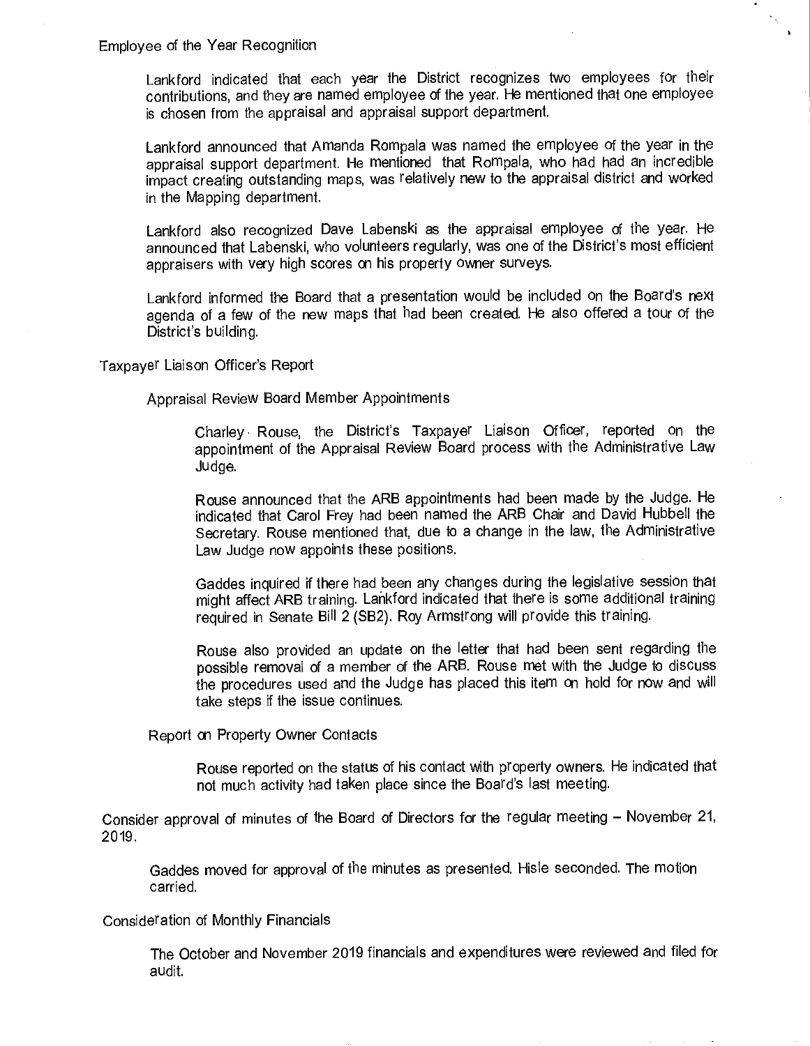Employee of the Year Recognition

Lankford indicated that each year the District recognizes two employees for their contributions, and they are named employee of the year. He mentioned that one employee is chosen from the appraisal and appraisal support department.

Lankford announced that Amanda Rompala was named the employee of the year in the appraisal support department. He mentioned that Rompala, who had had an incredible impact creating outstanding maps, was relatively new to the appraisal district and worked in the Mapping department.

Lankford also recognized Dave Labenski as the appraisal employee of the year. He announced that Labenski, who volunteers regularly, was one of the District's most efficient appraisers with very high scores on his property owner surveys.

Lankford informed the Board that a presentation would be included on the Board's next agenda of a few of the new maps that had been created. He also offered a tour of the District's building.

Taxpayer Liaison Officer's Report

Appraisal Review Board Member Appointments

Charley Rouse, the District's Taxpayer Liaison Officer, reported on the appointment of the Appraisal Review Board process with the Administrative Law Judge.

Rouse announced that the ARB appointments had been made by the Judge. He indicated that Carol Frey had been named the ARB Chair and David Hubbell the Secretary. Rouse mentioned that, due to a change in the law, the Administrative Law Judge now appoints these positions.

Gaddes inquired if there had been any changes during the legislative session that might affect ARB training. Lankford indicated that there is some additional training required in Senate Bill 2 (SB2). Roy Armstrong will provide this training.

Rouse also provided an update on the letter that had been sent regarding the possible removal of a member of the ARB. Rouse met with the Judge to discuss the procedures used and the Judge has placed this item on hold for now and will take steps if the issue continues.

Report on Property Owner Contacts

Rouse reported on the status of his contact with property owners. He indicated that not much activity had taken place since the Board's last meeting.

Consider approval of minutes of the Board of Directors for the regular meeting – November 21, 2019.

Gaddes moved for approval of the minutes as presented. Hisle seconded. The motion carried.

Consideration of Monthly Financials

The October and November 2019 financials and expenditures were reviewed and filed for audit.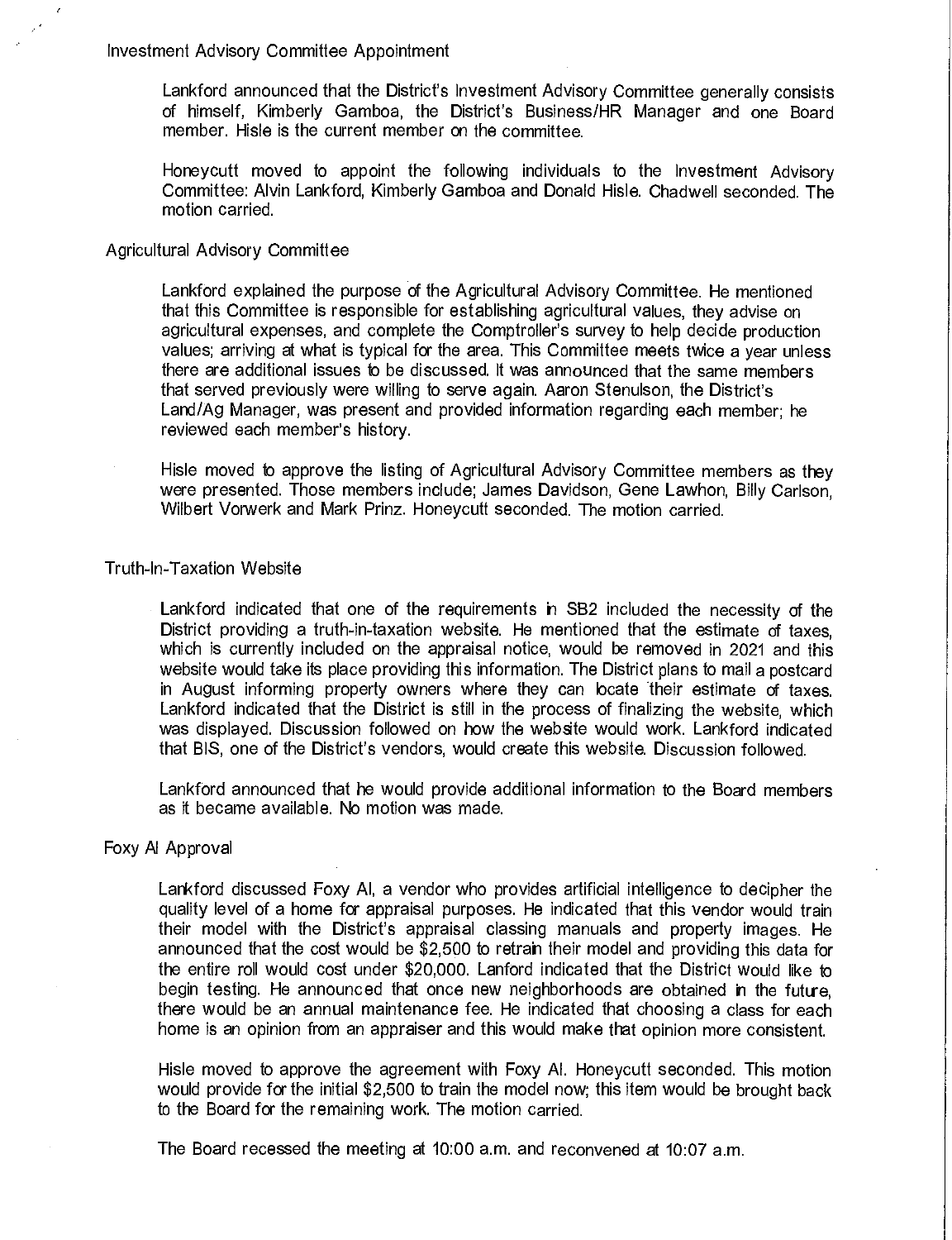## Investment Advisory Committee Appointment

Lankford announced that the District's Investment Advisory Committee generally consists of himself, Kimberly Gamboa, the District's Business/HR Manager and one Board member. Hisle is the current member on the committee.

Honeycutt moved to appoint the following individuals to the Investment Advisory Committee: Alvin Lankford, Kimberly Gamboa and Donald Hisle. Chadwell seconded. The motion carried.

## Agricultural Advisory Committee

Lankford explained the purpose of the Agricultural Advisory Committee. He mentioned that this Committee is responsible for establishing agricultural values, they advise on agricultural expenses, and complete the Comptroller's survey to help decide production values; arriving at what is typical for the area. This Committee meets twice a year unless there are additional issues to be discussed. It was announced that the same members that served previously were willing to serve again. Aaron Stenulson, the District's Land/Ag Manager, was present and provided information regarding each member; he reviewed each member's history.

Hisle moved to approve the listing of Agricultural Advisory Committee members as they were presented. Those members include; James Davidson, Gene Lawhon, Billy Carlson, Wilbert Vorwerk and Mark Prinz. Honeycutt seconded. The motion carried.

## Truth-In-Taxation Website

Lankford indicated that one of the requirements in SB2 included the necessity of the District providing a truth-in-taxation website. He mentioned that the estimate of taxes, which is currently included on the appraisal notice, would be removed in 2021 and this website would take its place providing this information. The District plans to mail a postcard in August informing property owners where they can locate their estimate of taxes. Lankford indicated that the District is still in the process of finalizing the website, which was displayed. Discussion followed on how the website would work. Lankford indicated that BIS, one of the District's vendors, would create this website. Discussion followed.

Lankford announced that he would provide additional information to the Board members as it became available. No motion was made.

## Foxy AI Approval

Lankford discussed Foxy AI, a vendor who provides artificial intelligence to decipher the quality level of a home for appraisal purposes. He indicated that this vendor would train their model with the District's appraisal classing manuals and property images. He announced that the cost would be $2,500 to retrain their model and providing this data for the entire roll would cost under $20,000. Lanford indicated that the District would like to begin testing. He announced that once new neighborhoods are obtained in the future, there would be an annual maintenance fee. He indicated that choosing a class for each home is an opinion from an appraiser and this would make that opinion more consistent.

Hisle moved to approve the agreement with Foxy AI. Honeycutt seconded. This motion would provide for the initial $2,500 to train the model now; this item would be brought back to the Board for the remaining work. The motion carried.

The Board recessed the meeting at 10:00 a.m. and reconvened at 10:07 a.m.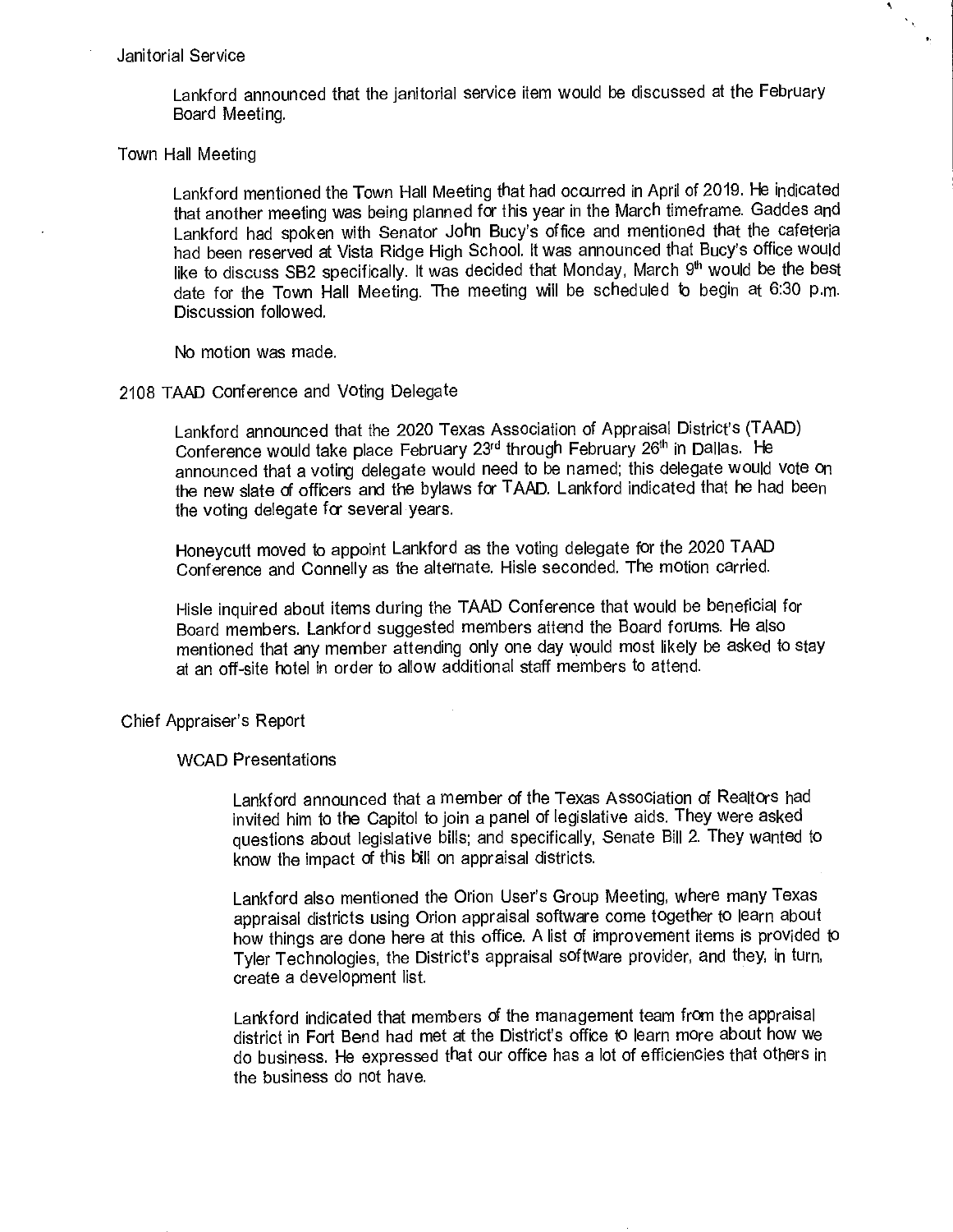## Janitorial Service

Lankford announced that the janitorial service item would be discussed at the February Board Meeting.

## Town Hall Meeting

Lankford mentioned the Town Hall Meeting that had occurred in April of 2019. He indicated that another meeting was being planned for this year in the March timeframe. Gaddes and Lankford had spoken with Senator John Bucy's office and mentioned that the cafeteria had been reserved at Vista Ridge High School. It was announced that Bucy's office would like to discuss SB2 specifically. It was decided that Monday, March 9th would be the best date for the Town Hall Meeting. The meeting will be scheduled to begin at 6:30 p.m. Discussion followed.

No motion was made.

## 2108 TAAD Conference and Voting Delegate

Lankford announced that the 2020 Texas Association of Appraisal District's (TAAD) Conference would take place February 23rd through February 26th in Dallas. He announced that a voting delegate would need to be named; this delegate would vote on the new slate of officers and the bylaws for TAAD. Lankford indicated that he had been the voting delegate for several years.

Honeycutt moved to appoint Lankford as the voting delegate for the 2020 TAAD Conference and Connelly as the alternate. Hisle seconded. The motion carried.

Hisle inquired about items during the TAAD Conference that would be beneficial for Board members. Lankford suggested members attend the Board forums. He also mentioned that any member attending only one day would most likely be asked to stay at an off-site hotel in order to allow additional staff members to attend.

## Chief Appraiser's Report

### WCAD Presentations

Lankford announced that a member of the Texas Association of Realtors had invited him to the Capitol to join a panel of legislative aids. They were asked questions about legislative bills; and specifically, Senate Bill 2. They wanted to know the impact of this bill on appraisal districts.

Lankford also mentioned the Orion User's Group Meeting, where many Texas appraisal districts using Orion appraisal software come together to learn about how things are done here at this office. A list of improvement items is provided to Tyler Technologies, the District's appraisal software provider, and they, in turn, create a development list.

Lankford indicated that members of the management team from the appraisal district in Fort Bend had met at the District's office to learn more about how we do business. He expressed that our office has a lot of efficiencies that others in the business do not have.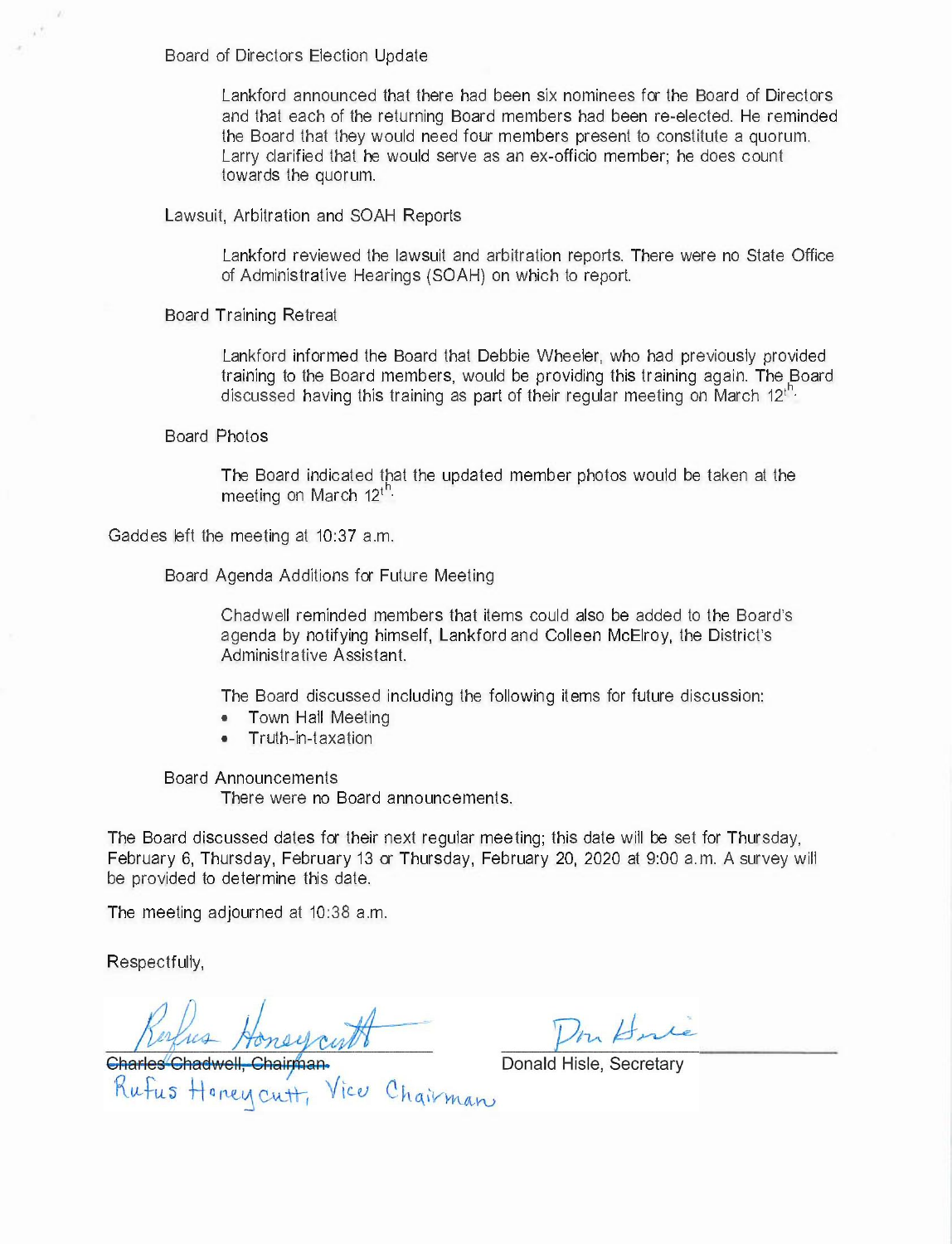Board of Directors Election Update

Lankford announced that there had been six nominees for the Board of Directors and that each of the returning Board members had been re-elected. He reminded the Board that they would need four members present to constitute a quorum. Larry clarified that he would serve as an ex-officio member; he does count towards the quorum.

Lawsuit, Arbitration and SOAH Reports

Lankford reviewed the lawsuit and arbitration reports. There were no State Office of Administrative Hearings (SOAH) on which to report.

Board Training Retreat

Lankford informed the Board that Debbie Wheeler, who had previously provided training to the Board members, would be providing this training again. The Board discussed having this training as part of their regular meeting on March 12th.

Board Photos

The Board indicated that the updated member photos would be taken at the meeting on March 12th.

Gaddes left the meeting at 10:37 a.m.

Board Agenda Additions for Future Meeting

Chadwell reminded members that items could also be added to the Board's agenda by notifying himself, Lankford and Colleen McElroy, the District's Administrative Assistant.

The Board discussed including the following items for future discussion:

- Town Hall Meeting
- Truth-in-taxation

Board Announcements

There were no Board announcements.

The Board discussed dates for their next regular meeting; this date will be set for Thursday, February 6, Thursday, February 13 or Thursday, February 20, 2020 at 9:00 a.m. A survey will be provided to determine this date.

The meeting adjourned at 10:38 a.m.

Respectfully,

Rufus Honeycutt (signature)
~~Charles Chadwell, Chairman~~
Rufus Honeycutt, Vice Chairman

Don Hisle (signature)
Donald Hisle, Secretary